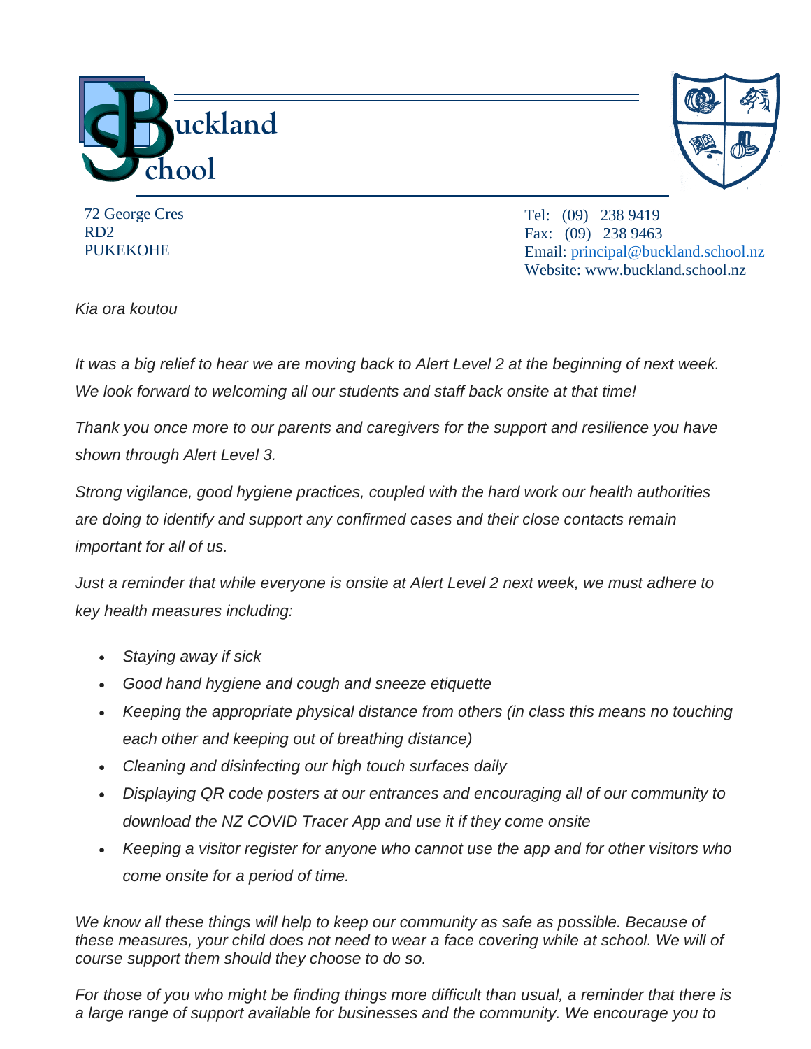# Buckland School

72 George Cres
RD2
PUKEKOHE

Tel: (09) 238 9419
Fax: (09) 238 9463
Email: principal@buckland.school.nz
Website: www.buckland.school.nz

*Kia ora koutou*

*It was a big relief to hear we are moving back to Alert Level 2 at the beginning of next week. We look forward to welcoming all our students and staff back onsite at that time!*

*Thank you once more to our parents and caregivers for the support and resilience you have shown through Alert Level 3.*

*Strong vigilance, good hygiene practices, coupled with the hard work our health authorities are doing to identify and support any confirmed cases and their close contacts remain important for all of us.*

*Just a reminder that while everyone is onsite at Alert Level 2 next week, we must adhere to key health measures including:*

- *Staying away if sick*
- *Good hand hygiene and cough and sneeze etiquette*
- *Keeping the appropriate physical distance from others (in class this means no touching each other and keeping out of breathing distance)*
- *Cleaning and disinfecting our high touch surfaces daily*
- *Displaying QR code posters at our entrances and encouraging all of our community to download the NZ COVID Tracer App and use it if they come onsite*
- *Keeping a visitor register for anyone who cannot use the app and for other visitors who come onsite for a period of time.*

*We know all these things will help to keep our community as safe as possible. Because of these measures, your child does not need to wear a face covering while at school. We will of course support them should they choose to do so.*

*For those of you who might be finding things more difficult than usual, a reminder that there is a large range of support available for businesses and the community. We encourage you to*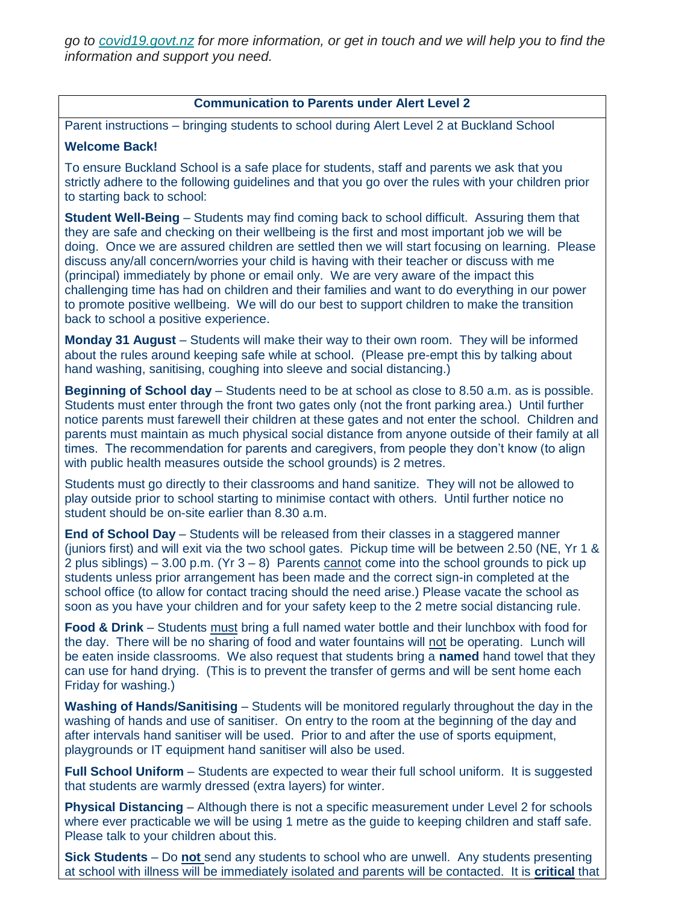*go to [covid19.govt.nz](covid19.govt.nz) for more information, or get in touch and we will help you to find the information and support you need.*

## Communication to Parents under Alert Level 2

Parent instructions – bringing students to school during Alert Level 2 at Buckland School

**Welcome Back!**

To ensure Buckland School is a safe place for students, staff and parents we ask that you strictly adhere to the following guidelines and that you go over the rules with your children prior to starting back to school:

**Student Well-Being** – Students may find coming back to school difficult. Assuring them that they are safe and checking on their wellbeing is the first and most important job we will be doing. Once we are assured children are settled then we will start focusing on learning. Please discuss any/all concern/worries your child is having with their teacher or discuss with me (principal) immediately by phone or email only. We are very aware of the impact this challenging time has had on children and their families and want to do everything in our power to promote positive wellbeing. We will do our best to support children to make the transition back to school a positive experience.

**Monday 31 August** – Students will make their way to their own room. They will be informed about the rules around keeping safe while at school. (Please pre-empt this by talking about hand washing, sanitising, coughing into sleeve and social distancing.)

**Beginning of School day** – Students need to be at school as close to 8.50 a.m. as is possible. Students must enter through the front two gates only (not the front parking area.) Until further notice parents must farewell their children at these gates and not enter the school. Children and parents must maintain as much physical social distance from anyone outside of their family at all times. The recommendation for parents and caregivers, from people they don't know (to align with public health measures outside the school grounds) is 2 metres.

Students must go directly to their classrooms and hand sanitize. They will not be allowed to play outside prior to school starting to minimise contact with others. Until further notice no student should be on-site earlier than 8.30 a.m.

**End of School Day** – Students will be released from their classes in a staggered manner (juniors first) and will exit via the two school gates. Pickup time will be between 2.50 (NE, Yr 1 & 2 plus siblings) – 3.00 p.m. (Yr 3 – 8) Parents <u>cannot</u> come into the school grounds to pick up students unless prior arrangement has been made and the correct sign-in completed at the school office (to allow for contact tracing should the need arise.) Please vacate the school as soon as you have your children and for your safety keep to the 2 metre social distancing rule.

**Food & Drink** – Students <u>must</u> bring a full named water bottle and their lunchbox with food for the day. There will be no sharing of food and water fountains will <u>not</u> be operating. Lunch will be eaten inside classrooms. We also request that students bring a **named** hand towel that they can use for hand drying. (This is to prevent the transfer of germs and will be sent home each Friday for washing.)

**Washing of Hands/Sanitising** – Students will be monitored regularly throughout the day in the washing of hands and use of sanitiser. On entry to the room at the beginning of the day and after intervals hand sanitiser will be used. Prior to and after the use of sports equipment, playgrounds or IT equipment hand sanitiser will also be used.

**Full School Uniform** – Students are expected to wear their full school uniform. It is suggested that students are warmly dressed (extra layers) for winter.

**Physical Distancing** – Although there is not a specific measurement under Level 2 for schools where ever practicable we will be using 1 metre as the guide to keeping children and staff safe. Please talk to your children about this.

**Sick Students** – Do <u>**not**</u> send any students to school who are unwell. Any students presenting at school with illness will be immediately isolated and parents will be contacted. It is <u>**critical**</u> that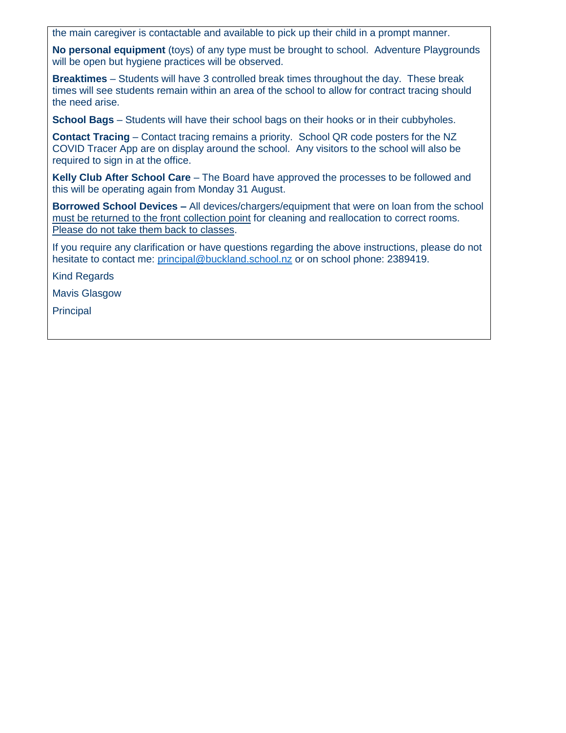the main caregiver is contactable and available to pick up their child in a prompt manner.

**No personal equipment** (toys) of any type must be brought to school. Adventure Playgrounds will be open but hygiene practices will be observed.

**Breaktimes** – Students will have 3 controlled break times throughout the day. These break times will see students remain within an area of the school to allow for contract tracing should the need arise.

**School Bags** – Students will have their school bags on their hooks or in their cubbyholes.

**Contact Tracing** – Contact tracing remains a priority. School QR code posters for the NZ COVID Tracer App are on display around the school. Any visitors to the school will also be required to sign in at the office.

**Kelly Club After School Care** – The Board have approved the processes to be followed and this will be operating again from Monday 31 August.

**Borrowed School Devices –** All devices/chargers/equipment that were on loan from the school must be returned to the front collection point for cleaning and reallocation to correct rooms. Please do not take them back to classes.

If you require any clarification or have questions regarding the above instructions, please do not hesitate to contact me: principal@buckland.school.nz or on school phone: 2389419.

Kind Regards

Mavis Glasgow

Principal